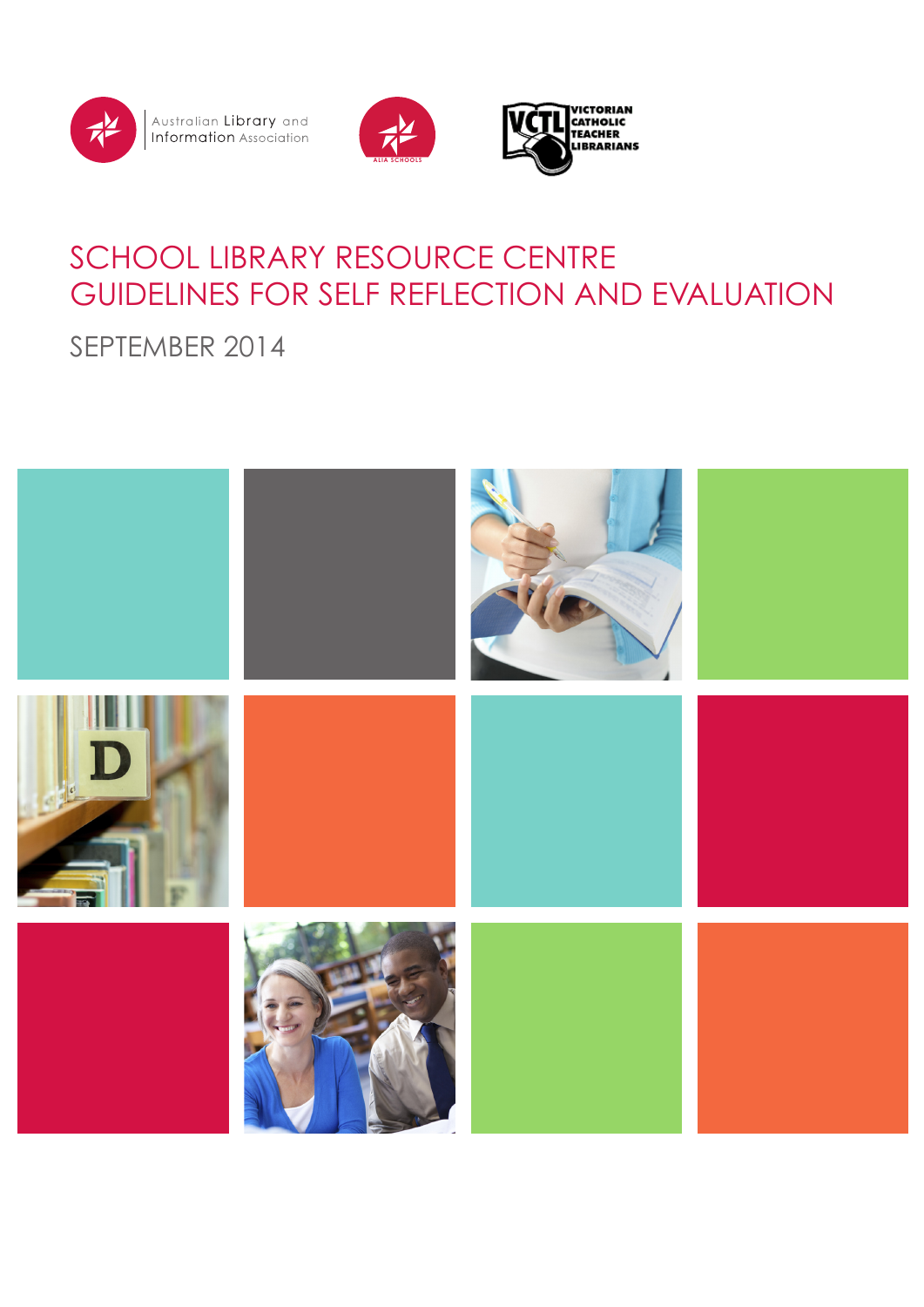Australian Library and Information Association

ALIA SCHOOLS

VCTL VICTORIAN CATHOLIC TEACHER LIBRARIANS

# SCHOOL LIBRARY RESOURCE CENTRE GUIDELINES FOR SELF REFLECTION AND EVALUATION

## SEPTEMBER 2014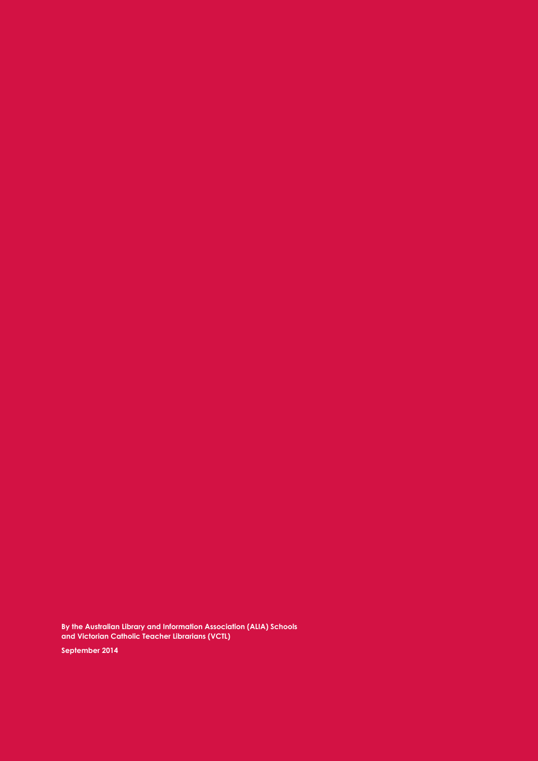**By the Australian Library and Information Association (ALIA) Schools and Victorian Catholic Teacher Librarians (VCTL)**

**September 2014**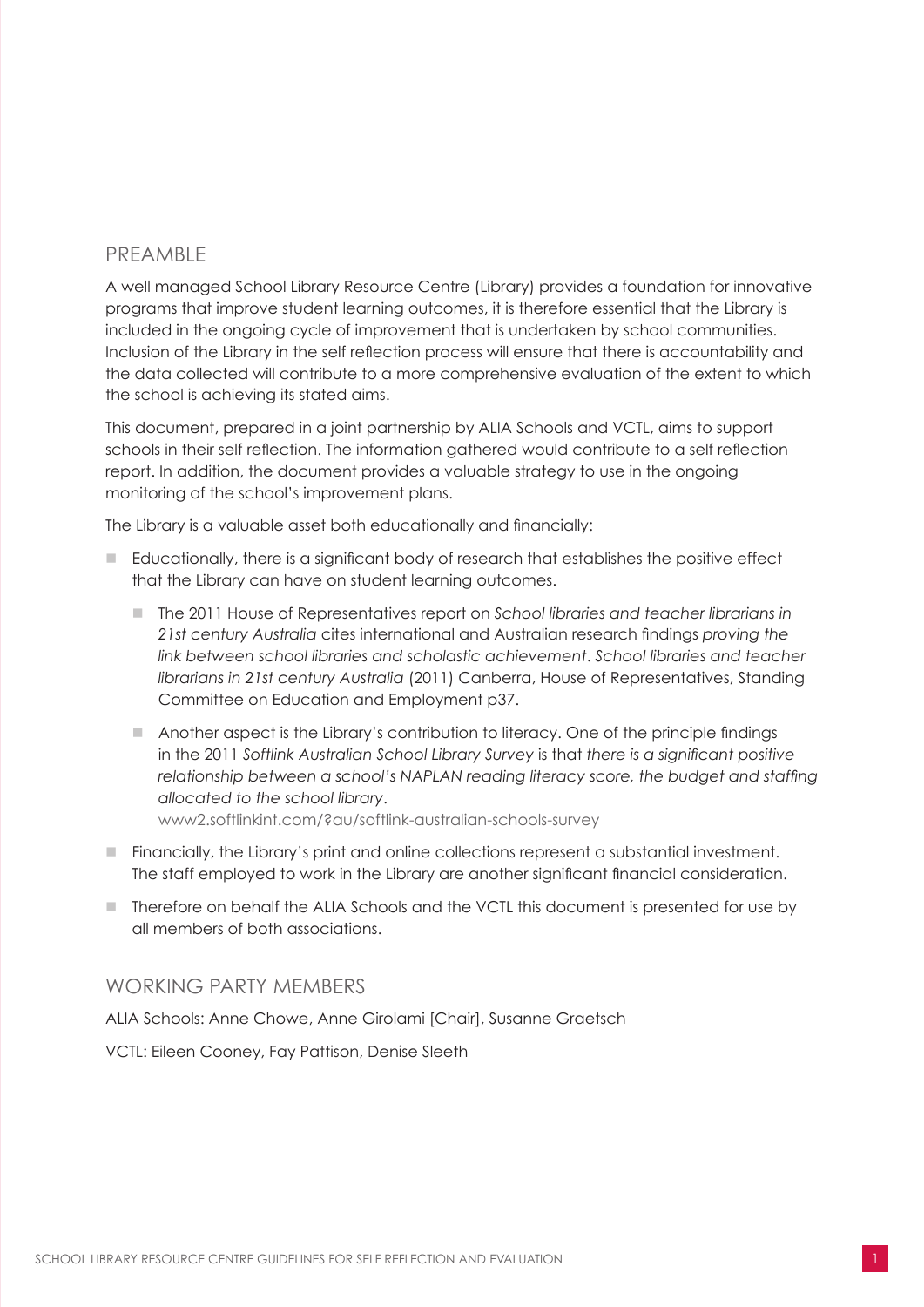## PREAMBLE

A well managed School Library Resource Centre (Library) provides a foundation for innovative programs that improve student learning outcomes, it is therefore essential that the Library is included in the ongoing cycle of improvement that is undertaken by school communities. Inclusion of the Library in the self reflection process will ensure that there is accountability and the data collected will contribute to a more comprehensive evaluation of the extent to which the school is achieving its stated aims.

This document, prepared in a joint partnership by ALIA Schools and VCTL, aims to support schools in their self reflection. The information gathered would contribute to a self reflection report. In addition, the document provides a valuable strategy to use in the ongoing monitoring of the school's improvement plans.

The Library is a valuable asset both educationally and financially:

- Educationally, there is a significant body of research that establishes the positive effect that the Library can have on student learning outcomes.
  - The 2011 House of Representatives report on *School libraries and teacher librarians in 21st century Australia* cites international and Australian research findings *proving the link between school libraries and scholastic achievement*. *School libraries and teacher librarians in 21st century Australia* (2011) Canberra, House of Representatives, Standing Committee on Education and Employment p37.
  - Another aspect is the Library's contribution to literacy. One of the principle findings in the 2011 *Softlink Australian School Library Survey* is that *there is a significant positive relationship between a school's NAPLAN reading literacy score, the budget and staffing allocated to the school library*. www2.softlinkint.com/?au/softlink-australian-schools-survey
- Financially, the Library's print and online collections represent a substantial investment. The staff employed to work in the Library are another significant financial consideration.
- Therefore on behalf the ALIA Schools and the VCTL this document is presented for use by all members of both associations.

## WORKING PARTY MEMBERS

ALIA Schools: Anne Chowe, Anne Girolami [Chair], Susanne Graetsch

VCTL: Eileen Cooney, Fay Pattison, Denise Sleeth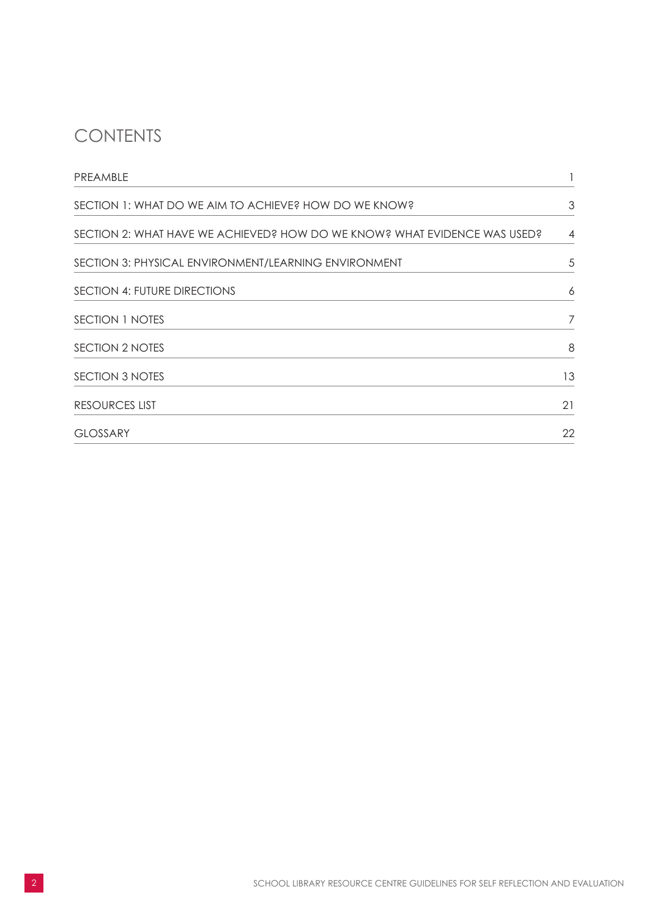# CONTENTS

| | |
|---|---|
| PREAMBLE | 1 |
| SECTION 1: WHAT DO WE AIM TO ACHIEVE? HOW DO WE KNOW? | 3 |
| SECTION 2: WHAT HAVE WE ACHIEVED? HOW DO WE KNOW? WHAT EVIDENCE WAS USED? | 4 |
| SECTION 3: PHYSICAL ENVIRONMENT/LEARNING ENVIRONMENT | 5 |
| SECTION 4: FUTURE DIRECTIONS | 6 |
| SECTION 1 NOTES | 7 |
| SECTION 2 NOTES | 8 |
| SECTION 3 NOTES | 13 |
| RESOURCES LIST | 21 |
| GLOSSARY | 22 |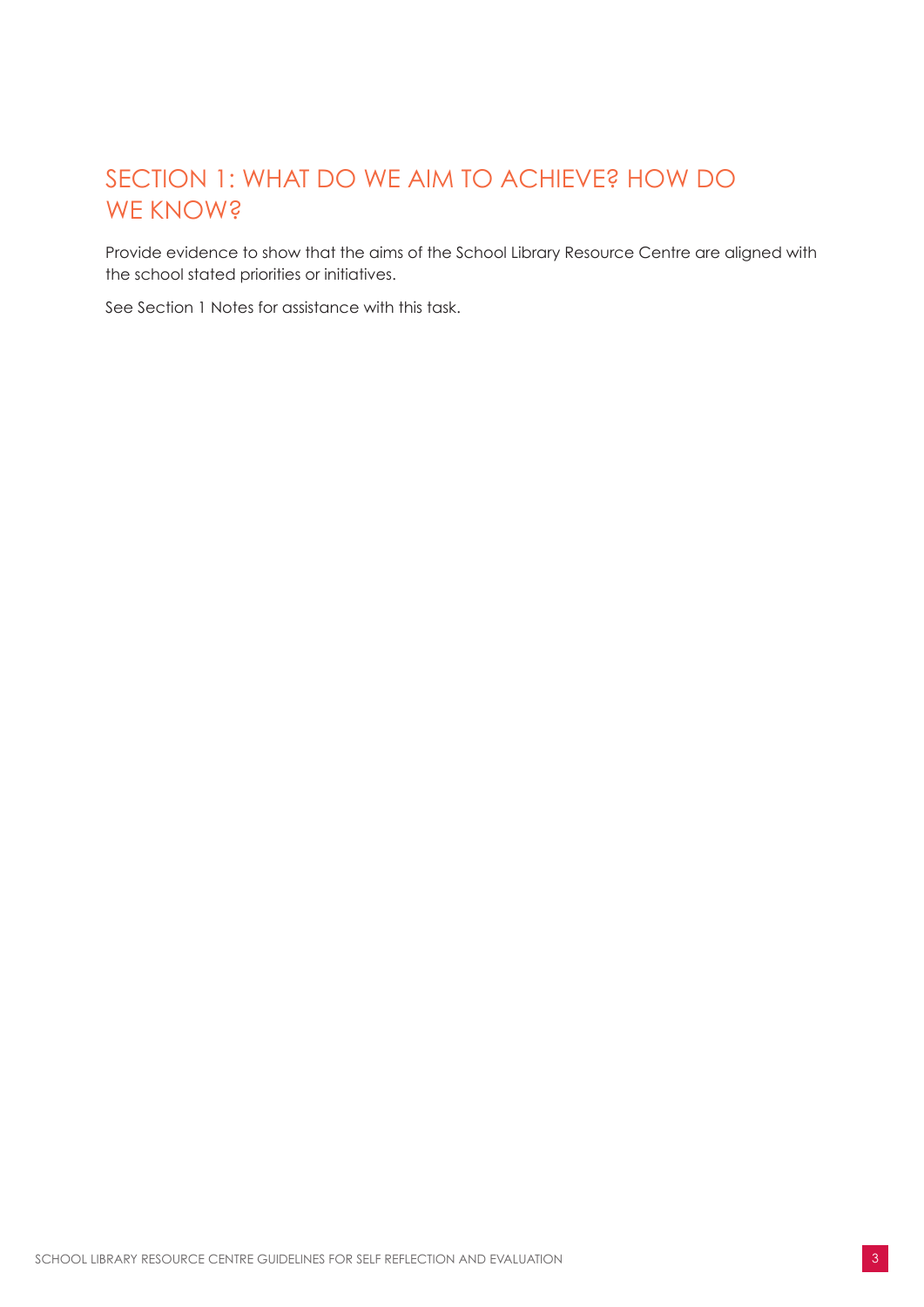# SECTION 1: WHAT DO WE AIM TO ACHIEVE? HOW DO WE KNOW?

Provide evidence to show that the aims of the School Library Resource Centre are aligned with the school stated priorities or initiatives.

See Section 1 Notes for assistance with this task.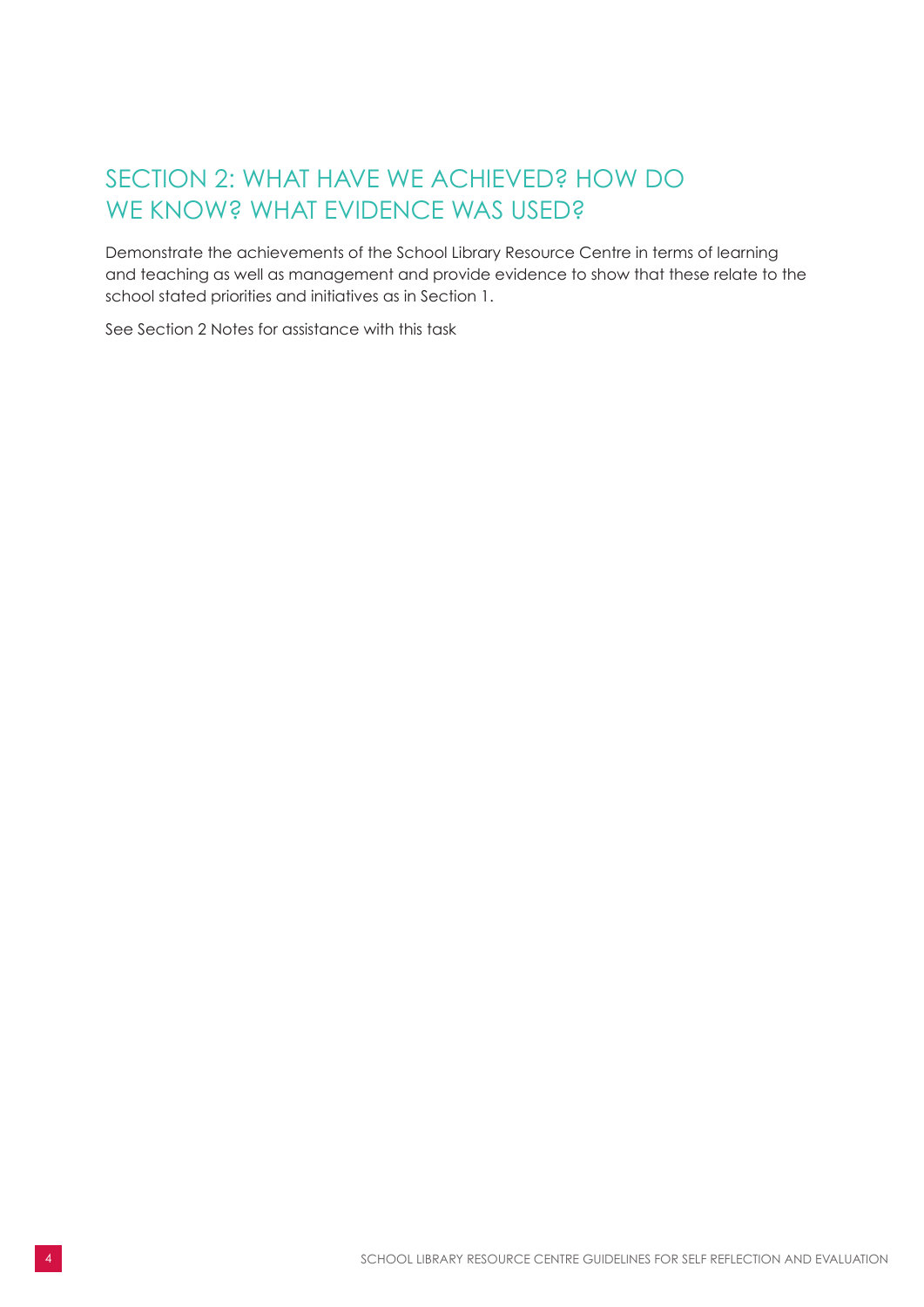## SECTION 2: WHAT HAVE WE ACHIEVED? HOW DO WE KNOW? WHAT EVIDENCE WAS USED?

Demonstrate the achievements of the School Library Resource Centre in terms of learning and teaching as well as management and provide evidence to show that these relate to the school stated priorities and initiatives as in Section 1.

See Section 2 Notes for assistance with this task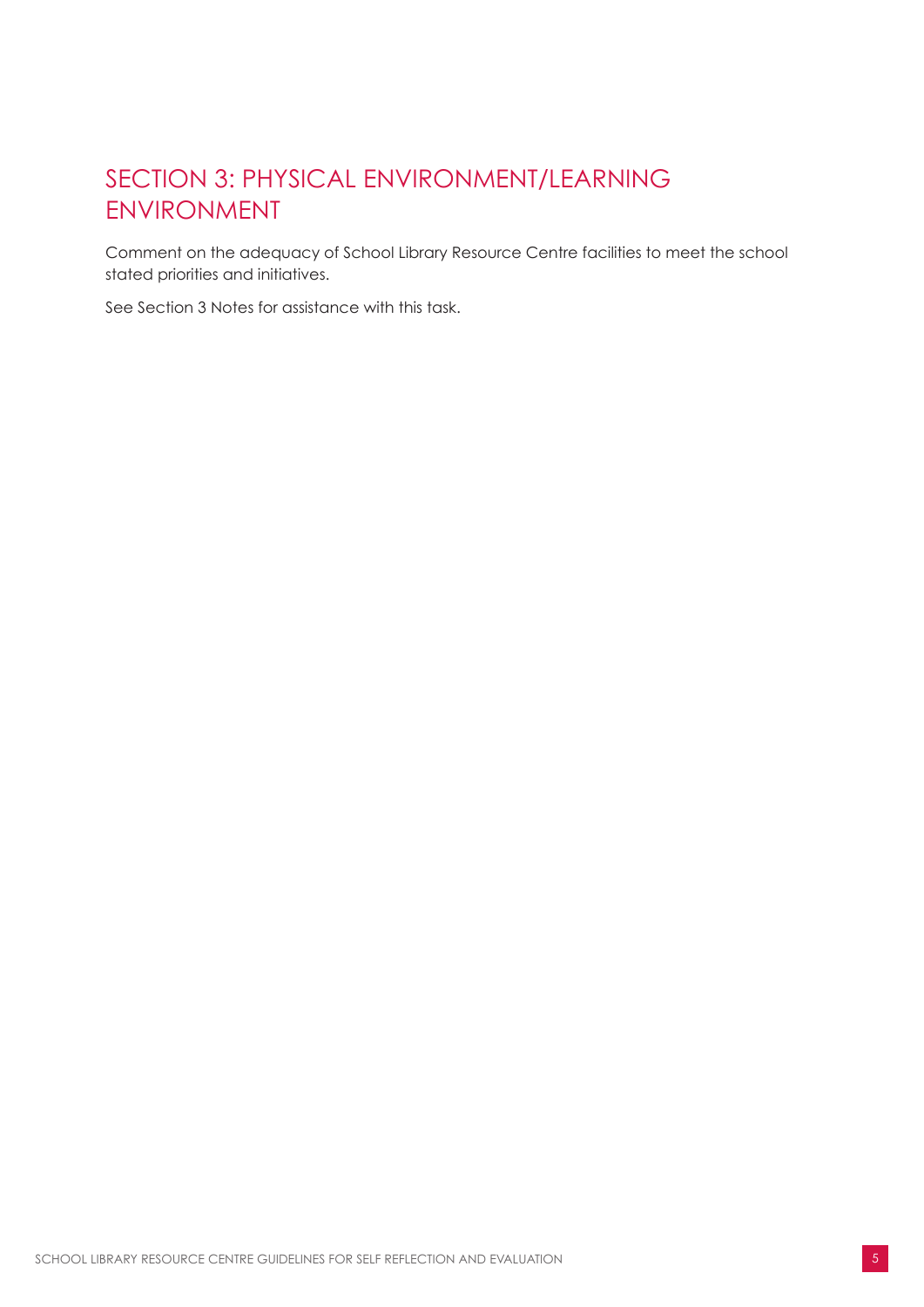## SECTION 3: PHYSICAL ENVIRONMENT/LEARNING ENVIRONMENT

Comment on the adequacy of School Library Resource Centre facilities to meet the school stated priorities and initiatives.

See Section 3 Notes for assistance with this task.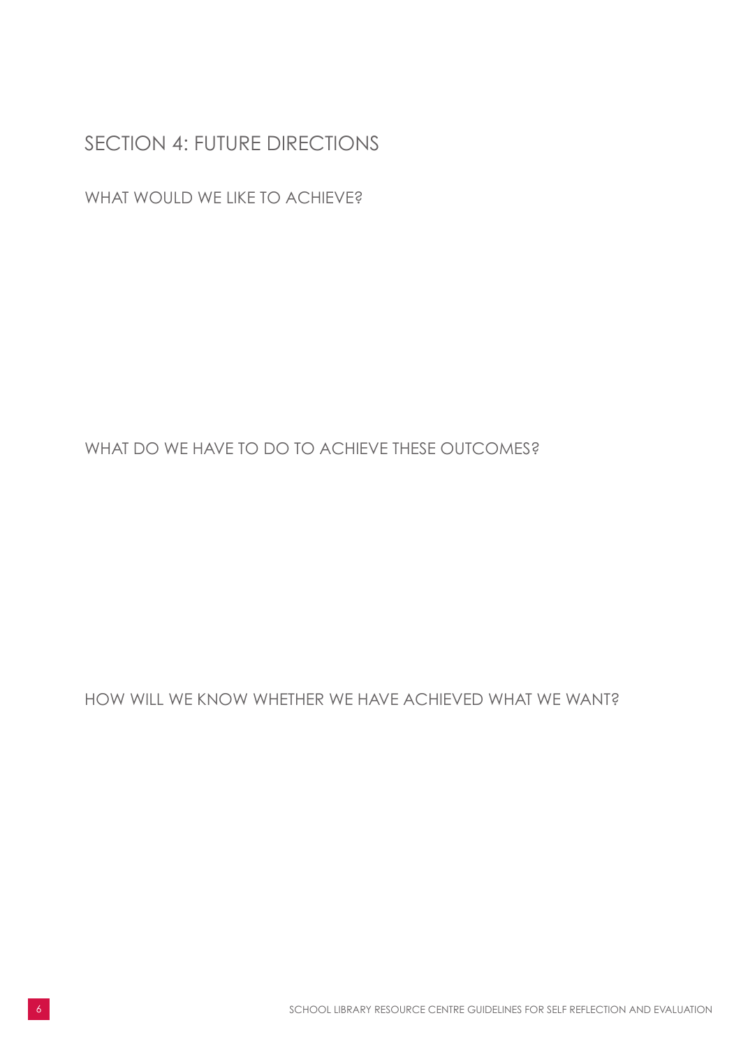# SECTION 4: FUTURE DIRECTIONS

## WHAT WOULD WE LIKE TO ACHIEVE?

## WHAT DO WE HAVE TO DO TO ACHIEVE THESE OUTCOMES?

## HOW WILL WE KNOW WHETHER WE HAVE ACHIEVED WHAT WE WANT?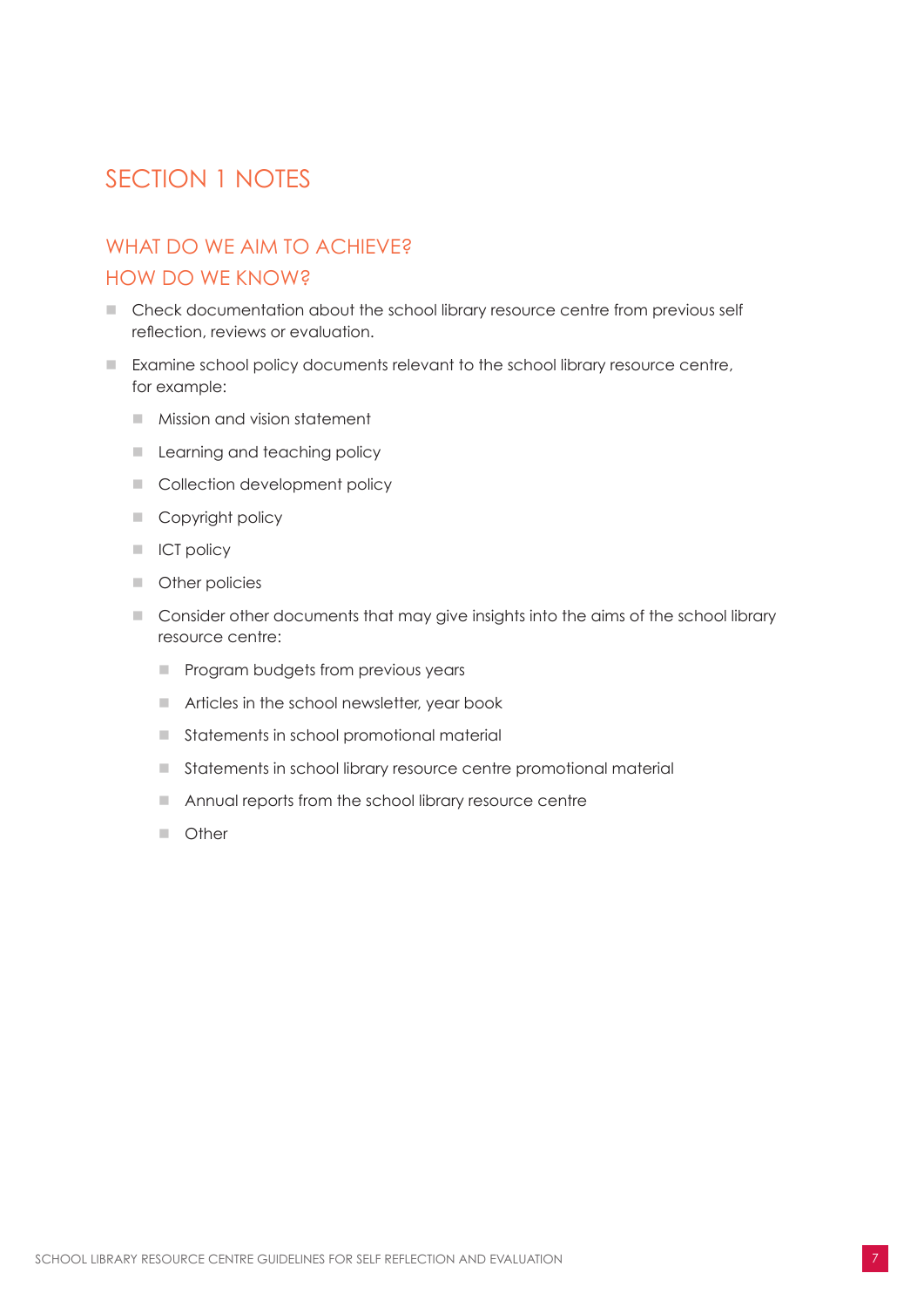# SECTION 1 NOTES

## WHAT DO WE AIM TO ACHIEVE?
## HOW DO WE KNOW?

- Check documentation about the school library resource centre from previous self reflection, reviews or evaluation.
- Examine school policy documents relevant to the school library resource centre, for example:
  - Mission and vision statement
  - Learning and teaching policy
  - Collection development policy
  - Copyright policy
  - ICT policy
  - Other policies
  - Consider other documents that may give insights into the aims of the school library resource centre:
    - Program budgets from previous years
    - Articles in the school newsletter, year book
    - Statements in school promotional material
    - Statements in school library resource centre promotional material
    - Annual reports from the school library resource centre
    - Other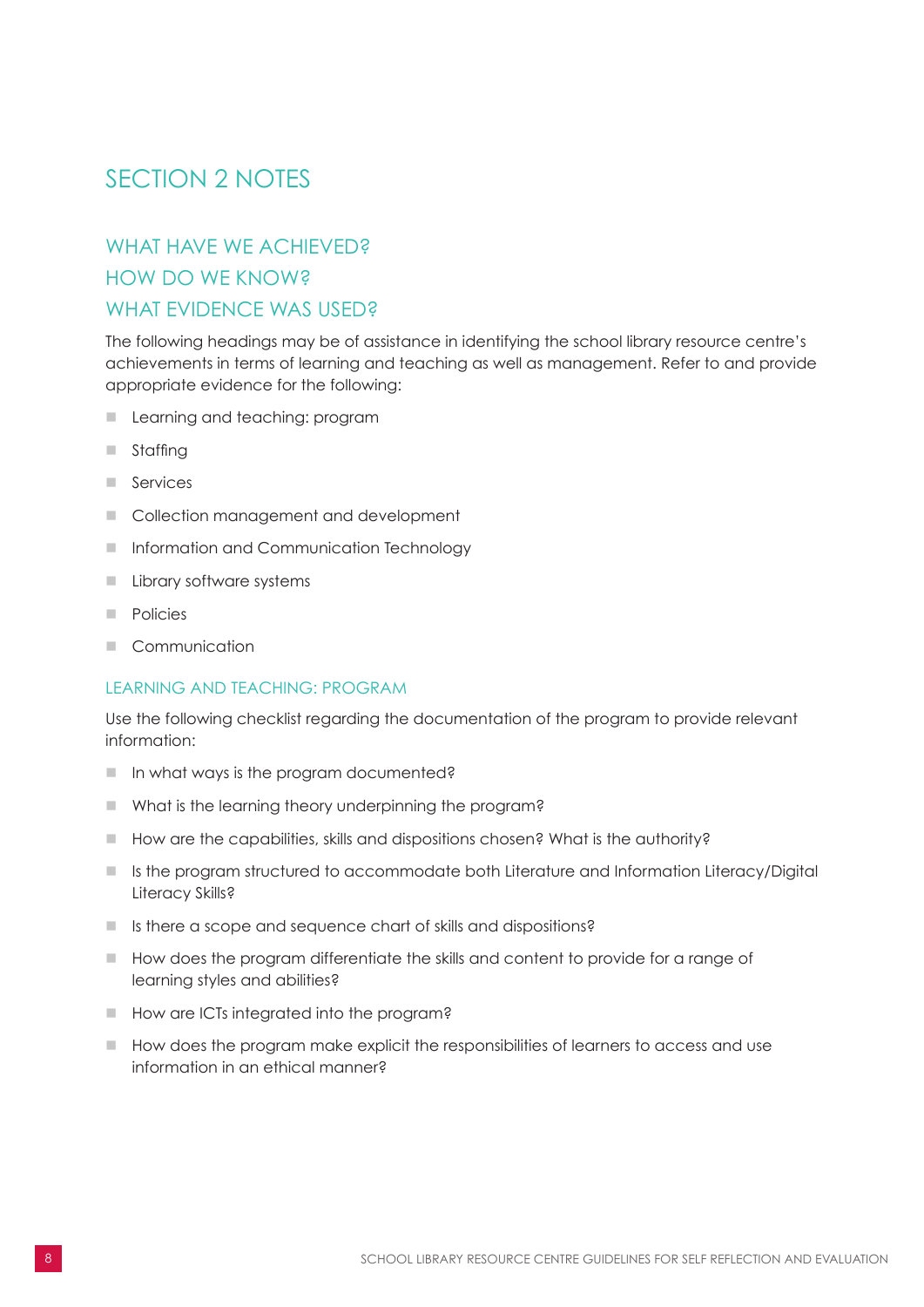# SECTION 2 NOTES

## WHAT HAVE WE ACHIEVED?
## HOW DO WE KNOW?
## WHAT EVIDENCE WAS USED?

The following headings may be of assistance in identifying the school library resource centre's achievements in terms of learning and teaching as well as management. Refer to and provide appropriate evidence for the following:

- Learning and teaching: program
- Staffing
- Services
- Collection management and development
- Information and Communication Technology
- Library software systems
- Policies
- Communication

### LEARNING AND TEACHING: PROGRAM

Use the following checklist regarding the documentation of the program to provide relevant information:

- In what ways is the program documented?
- What is the learning theory underpinning the program?
- How are the capabilities, skills and dispositions chosen? What is the authority?
- Is the program structured to accommodate both Literature and Information Literacy/Digital Literacy Skills?
- Is there a scope and sequence chart of skills and dispositions?
- How does the program differentiate the skills and content to provide for a range of learning styles and abilities?
- How are ICTs integrated into the program?
- How does the program make explicit the responsibilities of learners to access and use information in an ethical manner?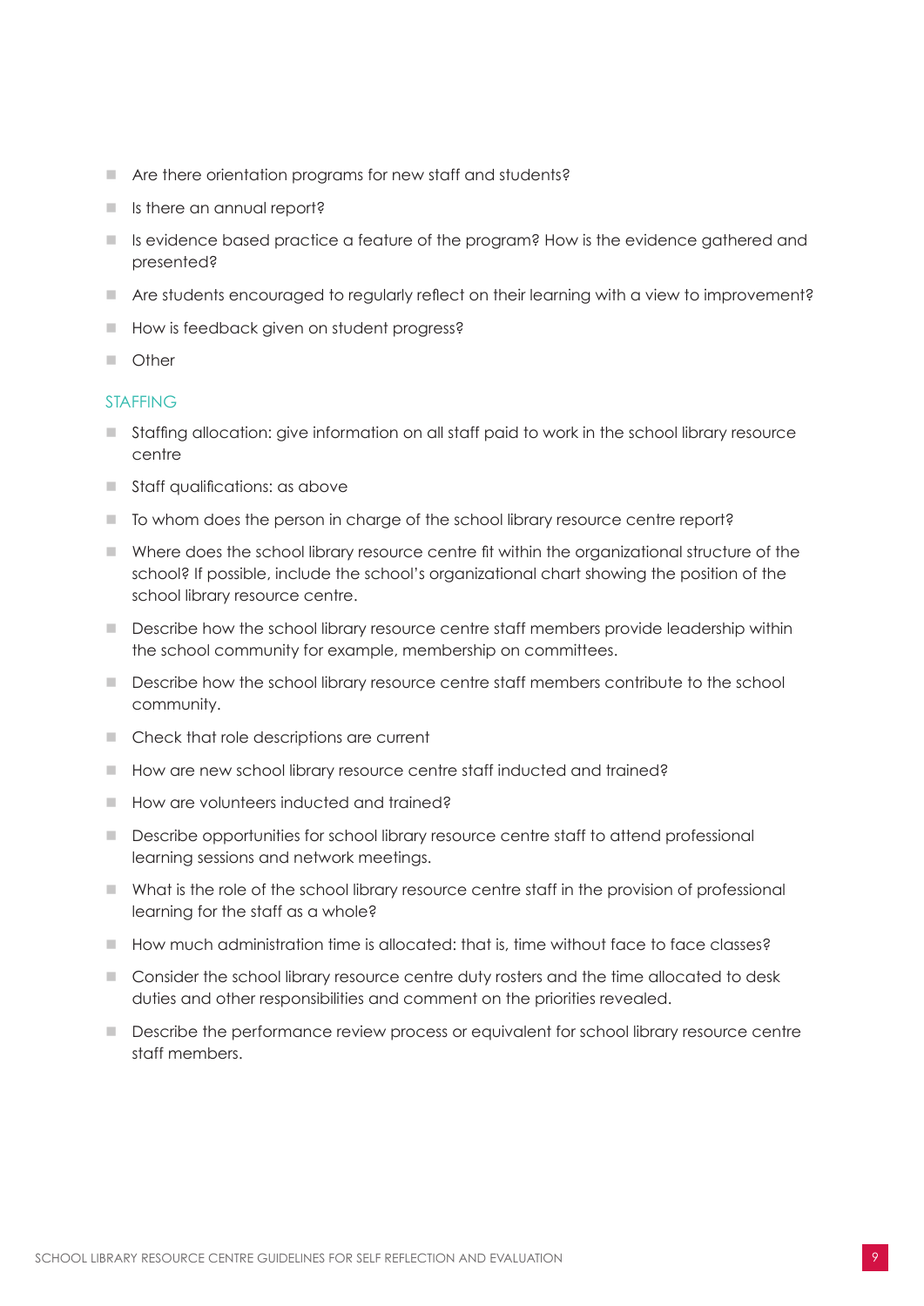- Are there orientation programs for new staff and students?
- Is there an annual report?
- Is evidence based practice a feature of the program? How is the evidence gathered and presented?
- Are students encouraged to regularly reflect on their learning with a view to improvement?
- How is feedback given on student progress?
- Other

## STAFFING

- Staffing allocation: give information on all staff paid to work in the school library resource centre
- Staff qualifications: as above
- To whom does the person in charge of the school library resource centre report?
- Where does the school library resource centre fit within the organizational structure of the school? If possible, include the school's organizational chart showing the position of the school library resource centre.
- Describe how the school library resource centre staff members provide leadership within the school community for example, membership on committees.
- Describe how the school library resource centre staff members contribute to the school community.
- Check that role descriptions are current
- How are new school library resource centre staff inducted and trained?
- How are volunteers inducted and trained?
- Describe opportunities for school library resource centre staff to attend professional learning sessions and network meetings.
- What is the role of the school library resource centre staff in the provision of professional learning for the staff as a whole?
- How much administration time is allocated: that is, time without face to face classes?
- Consider the school library resource centre duty rosters and the time allocated to desk duties and other responsibilities and comment on the priorities revealed.
- Describe the performance review process or equivalent for school library resource centre staff members.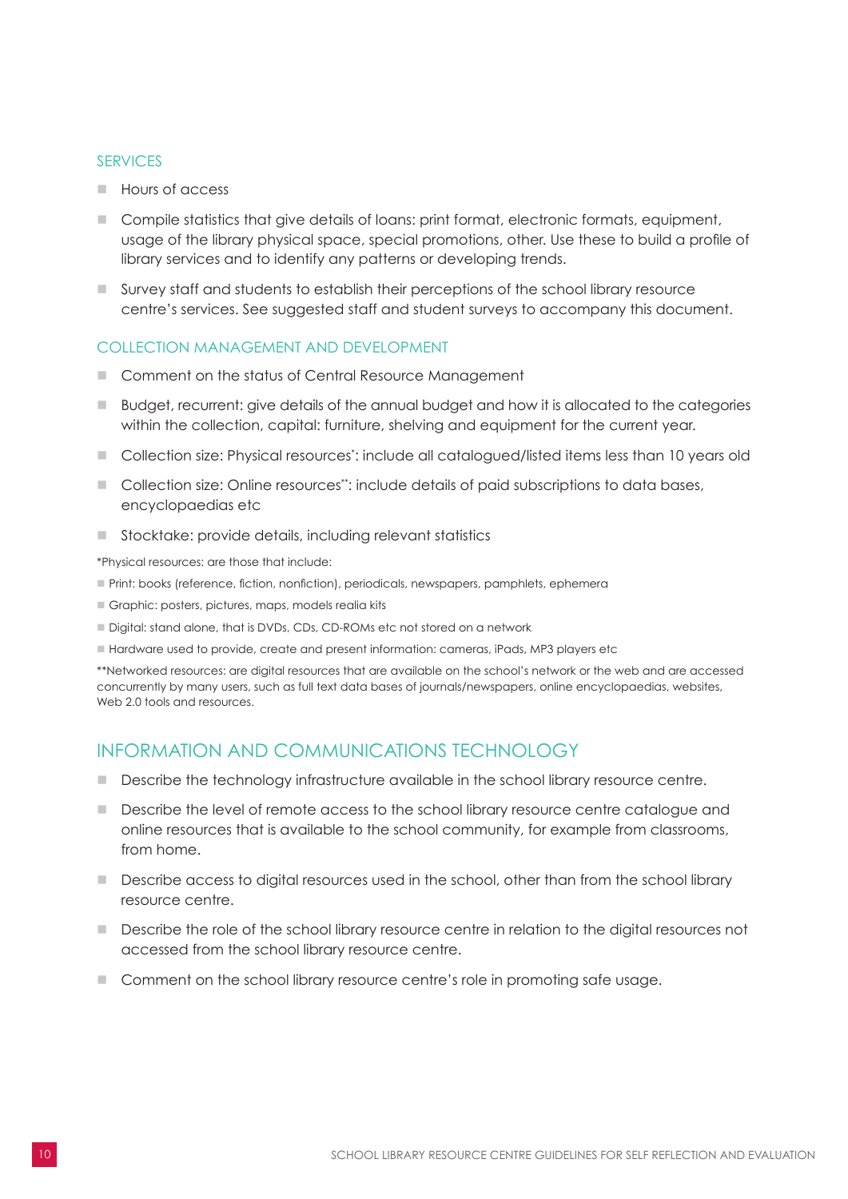### SERVICES

- Hours of access
- Compile statistics that give details of loans: print format, electronic formats, equipment, usage of the library physical space, special promotions, other. Use these to build a profile of library services and to identify any patterns or developing trends.
- Survey staff and students to establish their perceptions of the school library resource centre's services. See suggested staff and student surveys to accompany this document.

### COLLECTION MANAGEMENT AND DEVELOPMENT

- Comment on the status of Central Resource Management
- Budget, recurrent: give details of the annual budget and how it is allocated to the categories within the collection, capital: furniture, shelving and equipment for the current year.
- Collection size: Physical resources*: include all catalogued/listed items less than 10 years old
- Collection size: Online resources**: include details of paid subscriptions to data bases, encyclopaedias etc
- Stocktake: provide details, including relevant statistics

*Physical resources: are those that include:

- Print: books (reference, fiction, nonfiction), periodicals, newspapers, pamphlets, ephemera
- Graphic: posters, pictures, maps, models realia kits
- Digital: stand alone, that is DVDs, CDs, CD-ROMs etc not stored on a network
- Hardware used to provide, create and present information: cameras, iPads, MP3 players etc

**Networked resources: are digital resources that are available on the school's network or the web and are accessed concurrently by many users, such as full text data bases of journals/newspapers, online encyclopaedias, websites, Web 2.0 tools and resources.

## INFORMATION AND COMMUNICATIONS TECHNOLOGY

- Describe the technology infrastructure available in the school library resource centre.
- Describe the level of remote access to the school library resource centre catalogue and online resources that is available to the school community, for example from classrooms, from home.
- Describe access to digital resources used in the school, other than from the school library resource centre.
- Describe the role of the school library resource centre in relation to the digital resources not accessed from the school library resource centre.
- Comment on the school library resource centre's role in promoting safe usage.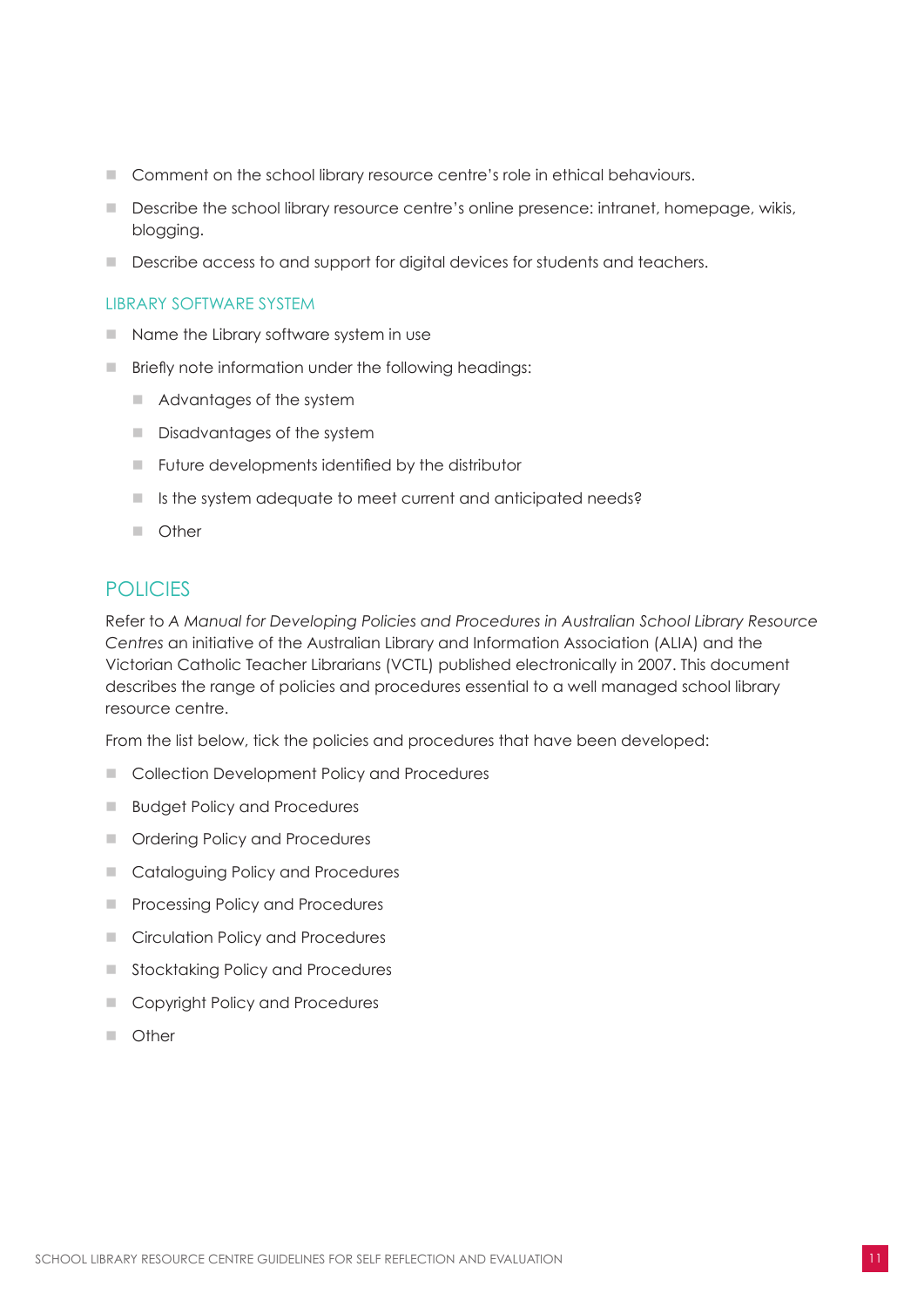- Comment on the school library resource centre's role in ethical behaviours.
- Describe the school library resource centre's online presence: intranet, homepage, wikis, blogging.
- Describe access to and support for digital devices for students and teachers.

### LIBRARY SOFTWARE SYSTEM

- Name the Library software system in use
- Briefly note information under the following headings:
    - Advantages of the system
    - Disadvantages of the system
    - Future developments identified by the distributor
    - Is the system adequate to meet current and anticipated needs?
    - Other

## POLICIES

Refer to *A Manual for Developing Policies and Procedures in Australian School Library Resource Centres* an initiative of the Australian Library and Information Association (ALIA) and the Victorian Catholic Teacher Librarians (VCTL) published electronically in 2007. This document describes the range of policies and procedures essential to a well managed school library resource centre.

From the list below, tick the policies and procedures that have been developed:

- Collection Development Policy and Procedures
- Budget Policy and Procedures
- Ordering Policy and Procedures
- Cataloguing Policy and Procedures
- Processing Policy and Procedures
- Circulation Policy and Procedures
- Stocktaking Policy and Procedures
- Copyright Policy and Procedures
- Other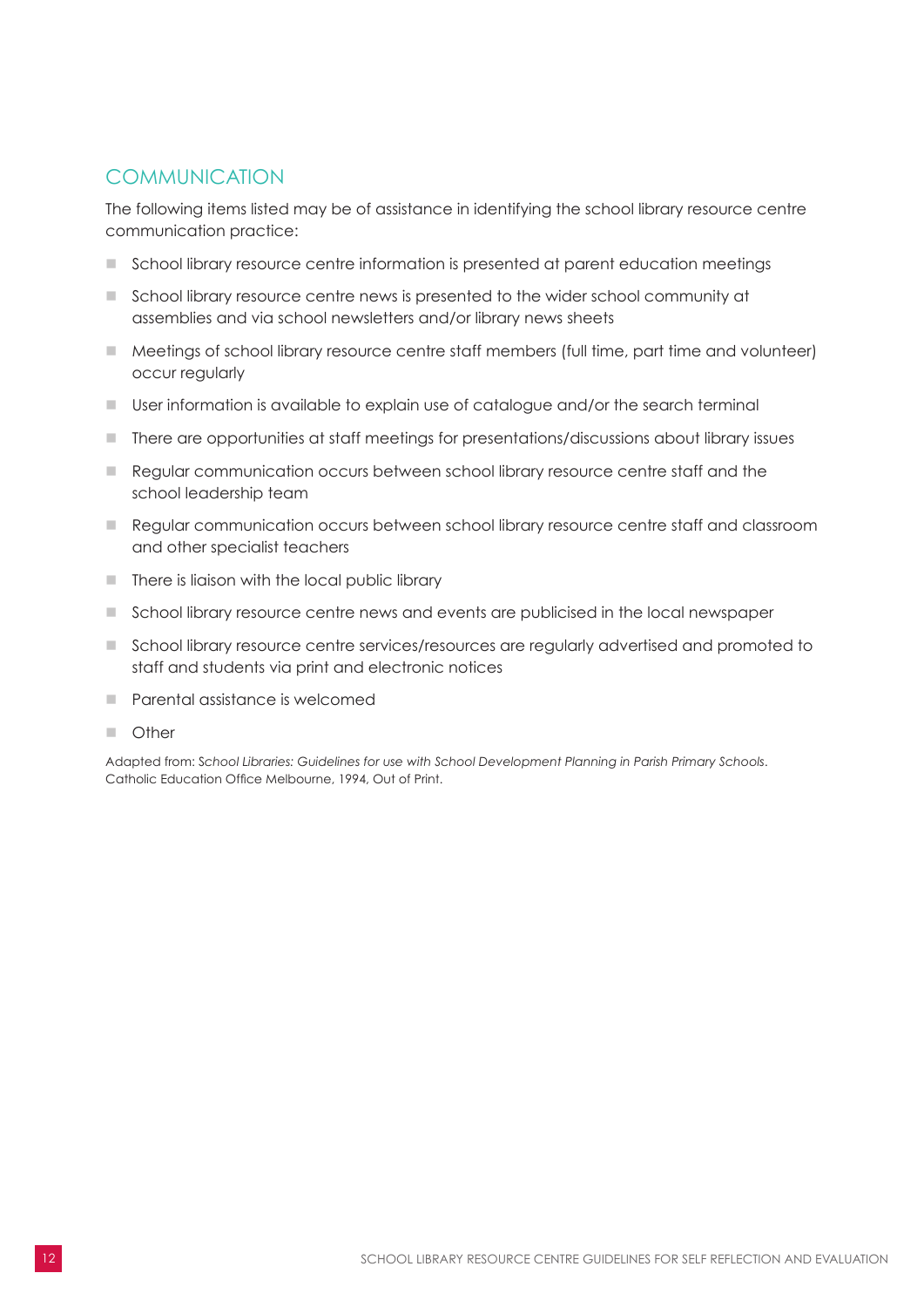## COMMUNICATION

The following items listed may be of assistance in identifying the school library resource centre communication practice:

- School library resource centre information is presented at parent education meetings
- School library resource centre news is presented to the wider school community at assemblies and via school newsletters and/or library news sheets
- Meetings of school library resource centre staff members (full time, part time and volunteer) occur regularly
- User information is available to explain use of catalogue and/or the search terminal
- There are opportunities at staff meetings for presentations/discussions about library issues
- Regular communication occurs between school library resource centre staff and the school leadership team
- Regular communication occurs between school library resource centre staff and classroom and other specialist teachers
- There is liaison with the local public library
- School library resource centre news and events are publicised in the local newspaper
- School library resource centre services/resources are regularly advertised and promoted to staff and students via print and electronic notices
- Parental assistance is welcomed
- Other

Adapted from: *School Libraries: Guidelines for use with School Development Planning in Parish Primary Schools*. Catholic Education Office Melbourne, 1994, Out of Print.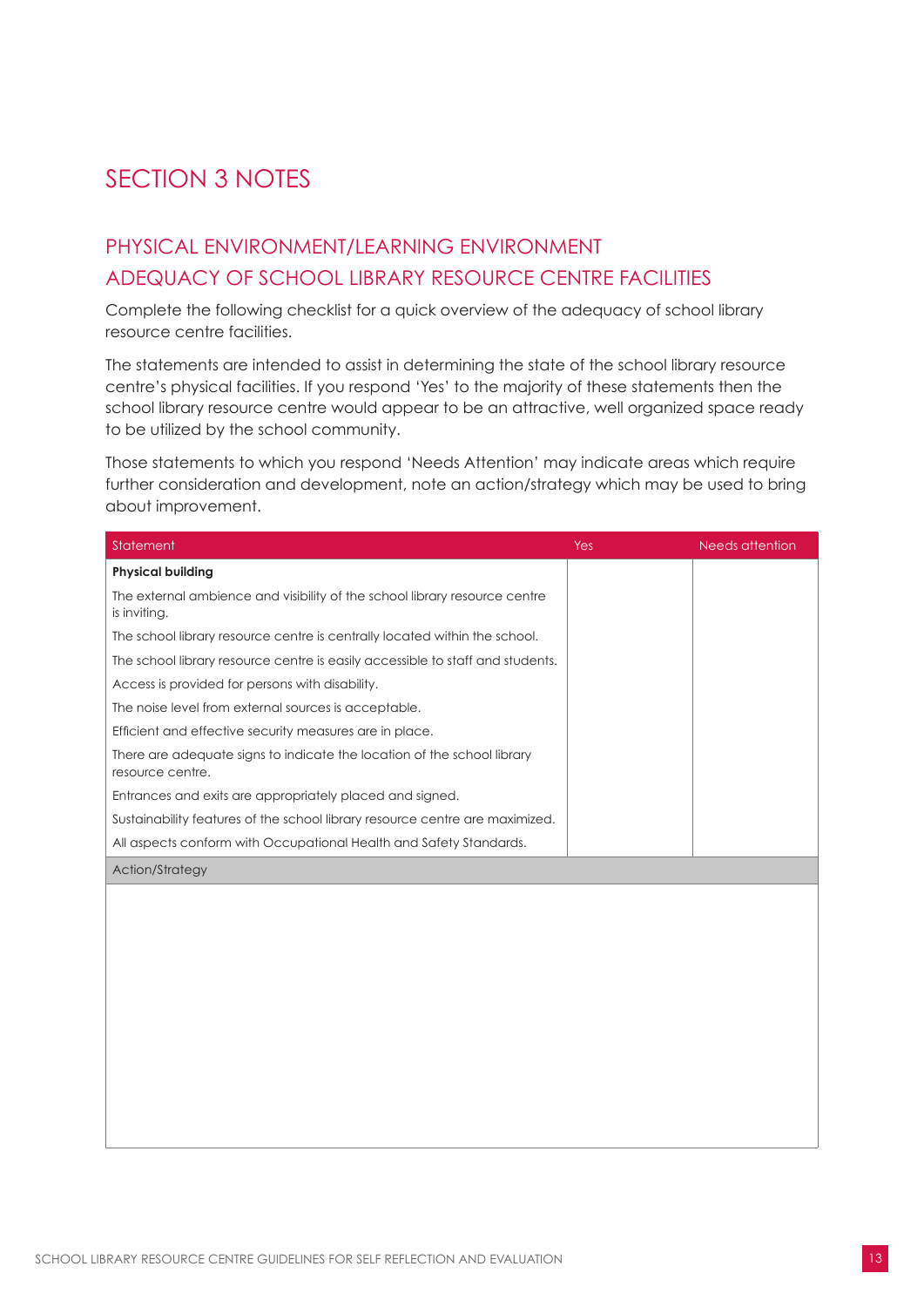# SECTION 3 NOTES

## PHYSICAL ENVIRONMENT/LEARNING ENVIRONMENT

## ADEQUACY OF SCHOOL LIBRARY RESOURCE CENTRE FACILITIES

Complete the following checklist for a quick overview of the adequacy of school library resource centre facilities.

The statements are intended to assist in determining the state of the school library resource centre's physical facilities. If you respond 'Yes' to the majority of these statements then the school library resource centre would appear to be an attractive, well organized space ready to be utilized by the school community.

Those statements to which you respond 'Needs Attention' may indicate areas which require further consideration and development, note an action/strategy which may be used to bring about improvement.

| Statement | Yes | Needs attention |
|---|---|---|
| **Physical building** | | |
| The external ambience and visibility of the school library resource centre is inviting. | | |
| The school library resource centre is centrally located within the school. | | |
| The school library resource centre is easily accessible to staff and students. | | |
| Access is provided for persons with disability. | | |
| The noise level from external sources is acceptable. | | |
| Efficient and effective security measures are in place. | | |
| There are adequate signs to indicate the location of the school library resource centre. | | |
| Entrances and exits are appropriately placed and signed. | | |
| Sustainability features of the school library resource centre are maximized. | | |
| All aspects conform with Occupational Health and Safety Standards. | | |
| Action/Strategy | | |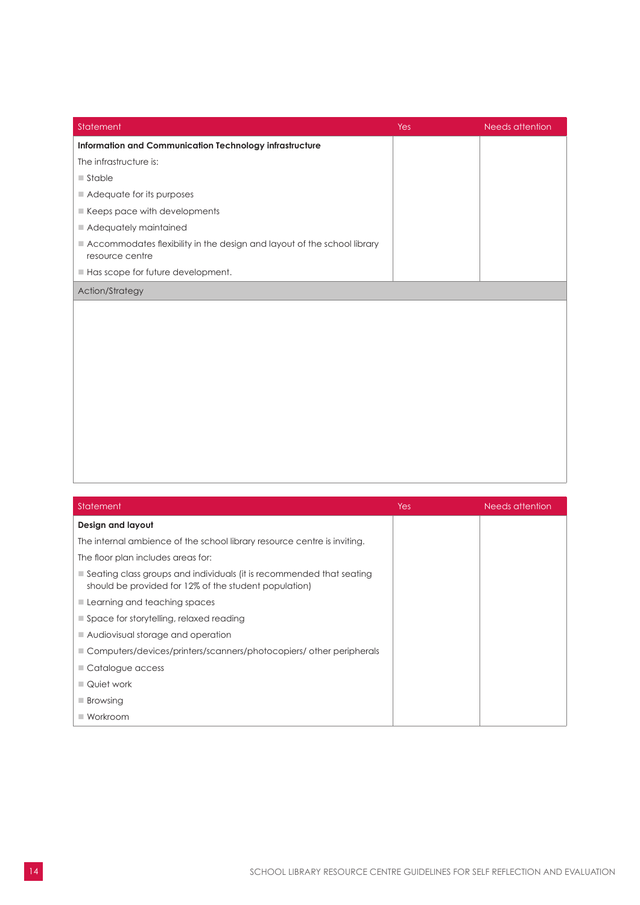| Statement | Yes | Needs attention |
|---|---|---|
| **Information and Communication Technology infrastructure** | | |
| The infrastructure is: | | |
| ■ Stable | | |
| ■ Adequate for its purposes | | |
| ■ Keeps pace with developments | | |
| ■ Adequately maintained | | |
| ■ Accommodates flexibility in the design and layout of the school library resource centre | | |
| ■ Has scope for future development. | | |
| Action/Strategy | | |
| | | |

| Statement | Yes | Needs attention |
|---|---|---|
| **Design and layout** | | |
| The internal ambience of the school library resource centre is inviting. | | |
| The floor plan includes areas for: | | |
| ■ Seating class groups and individuals (it is recommended that seating should be provided for 12% of the student population) | | |
| ■ Learning and teaching spaces | | |
| ■ Space for storytelling, relaxed reading | | |
| ■ Audiovisual storage and operation | | |
| ■ Computers/devices/printers/scanners/photocopiers/ other peripherals | | |
| ■ Catalogue access | | |
| ■ Quiet work | | |
| ■ Browsing | | |
| ■ Workroom | | |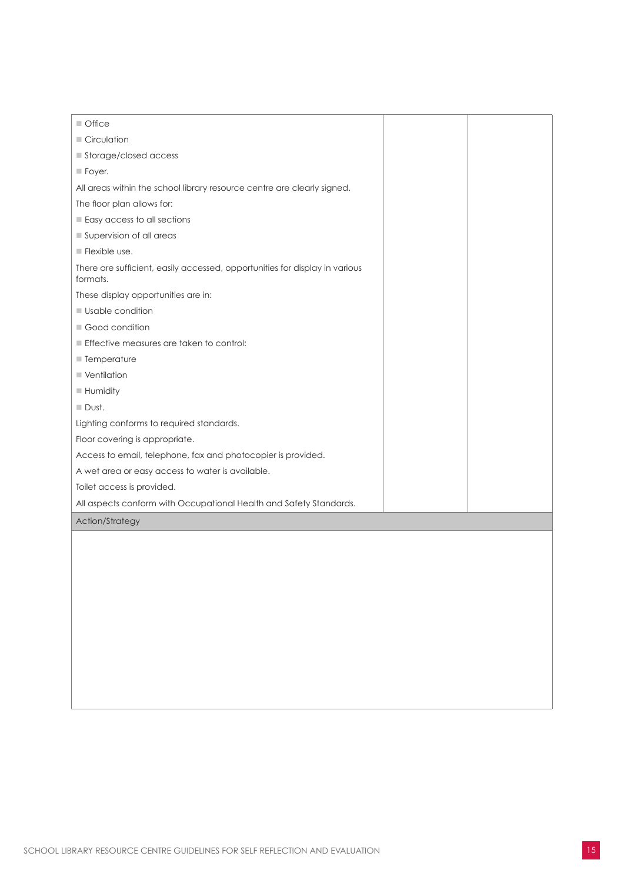| | | |
|---|---|---|
| ■ Office | | |
| ■ Circulation | | |
| ■ Storage/closed access | | |
| ■ Foyer. | | |
| All areas within the school library resource centre are clearly signed. | | |
| The floor plan allows for: | | |
| ■ Easy access to all sections | | |
| ■ Supervision of all areas | | |
| ■ Flexible use. | | |
| There are sufficient, easily accessed, opportunities for display in various formats. | | |
| These display opportunities are in: | | |
| ■ Usable condition | | |
| ■ Good condition | | |
| ■ Effective measures are taken to control: | | |
| ■ Temperature | | |
| ■ Ventilation | | |
| ■ Humidity | | |
| ■ Dust. | | |
| Lighting conforms to required standards. | | |
| Floor covering is appropriate. | | |
| Access to email, telephone, fax and photocopier is provided. | | |
| A wet area or easy access to water is available. | | |
| Toilet access is provided. | | |
| All aspects conform with Occupational Health and Safety Standards. | | |

| Action/Strategy |
|---|
| |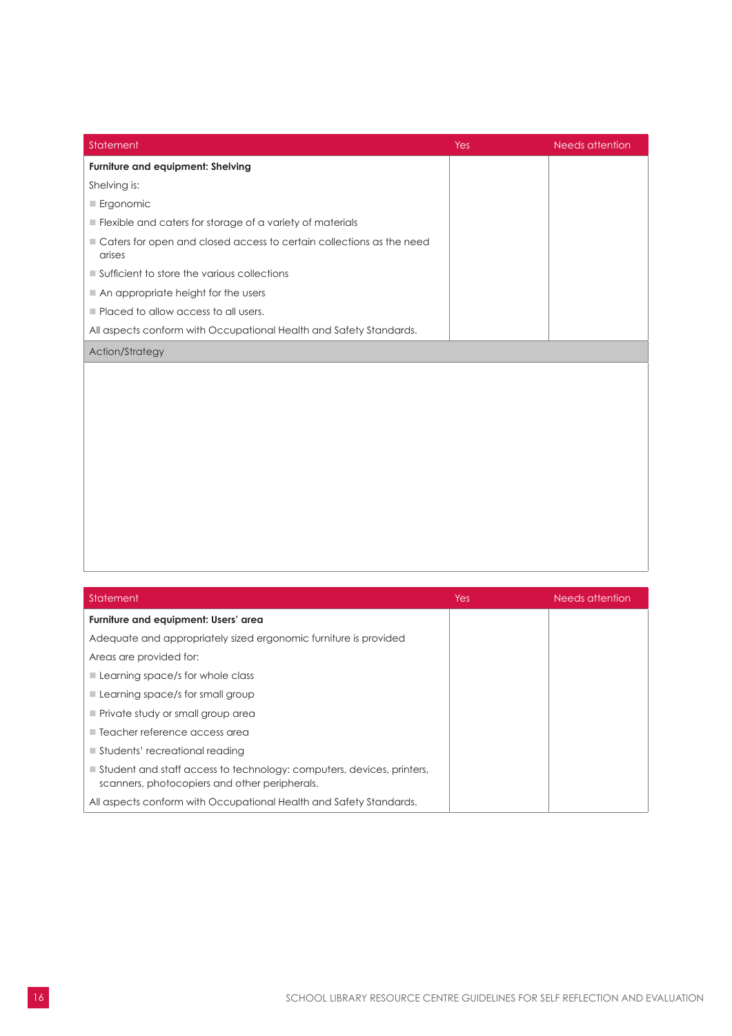| Statement | Yes | Needs attention |
|---|---|---|
| **Furniture and equipment: Shelving** | | |
| Shelving is: | | |
| ■ Ergonomic | | |
| ■ Flexible and caters for storage of a variety of materials | | |
| ■ Caters for open and closed access to certain collections as the need arises | | |
| ■ Sufficient to store the various collections | | |
| ■ An appropriate height for the users | | |
| ■ Placed to allow access to all users. | | |
| All aspects conform with Occupational Health and Safety Standards. | | |
| Action/Strategy | | |
| | | |

| Statement | Yes | Needs attention |
|---|---|---|
| **Furniture and equipment: Users' area** | | |
| Adequate and appropriately sized ergonomic furniture is provided | | |
| Areas are provided for: | | |
| ■ Learning space/s for whole class | | |
| ■ Learning space/s for small group | | |
| ■ Private study or small group area | | |
| ■ Teacher reference access area | | |
| ■ Students' recreational reading | | |
| ■ Student and staff access to technology: computers, devices, printers, scanners, photocopiers and other peripherals. | | |
| All aspects conform with Occupational Health and Safety Standards. | | |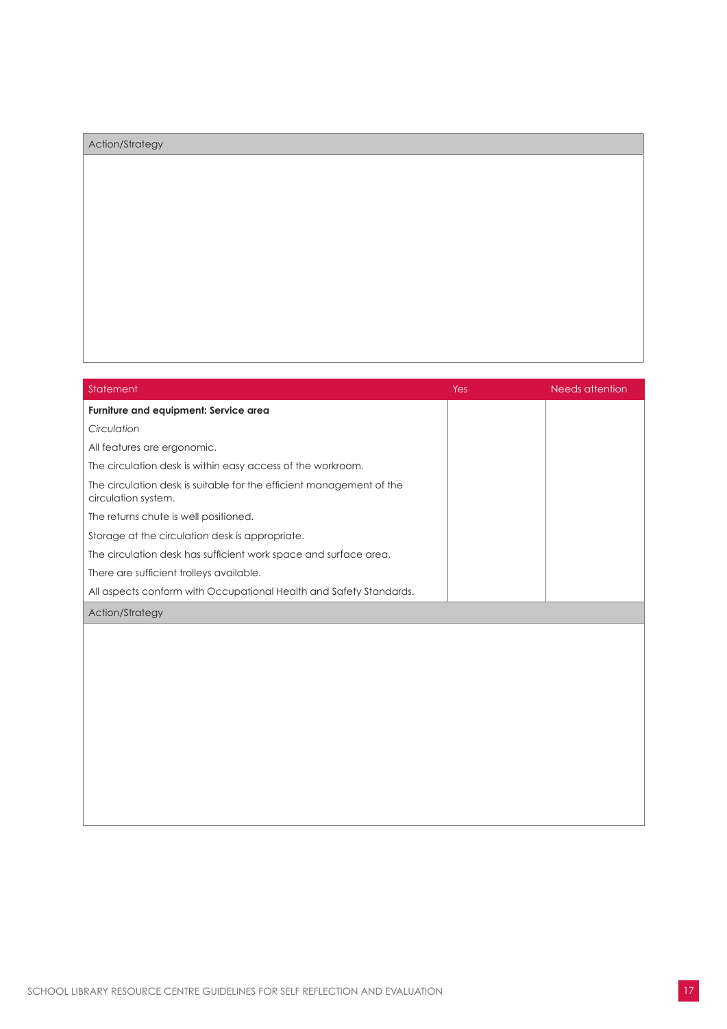| Action/Strategy |
| --- |
| |

| Statement | Yes | Needs attention |
| --- | --- | --- |
| **Furniture and equipment: Service area** | | |
| *Circulation* | | |
| All features are ergonomic. | | |
| The circulation desk is within easy access of the workroom. | | |
| The circulation desk is suitable for the efficient management of the circulation system. | | |
| The returns chute is well positioned. | | |
| Storage at the circulation desk is appropriate. | | |
| The circulation desk has sufficient work space and surface area. | | |
| There are sufficient trolleys available. | | |
| All aspects conform with Occupational Health and Safety Standards. | | |

| Action/Strategy |
| --- |
| |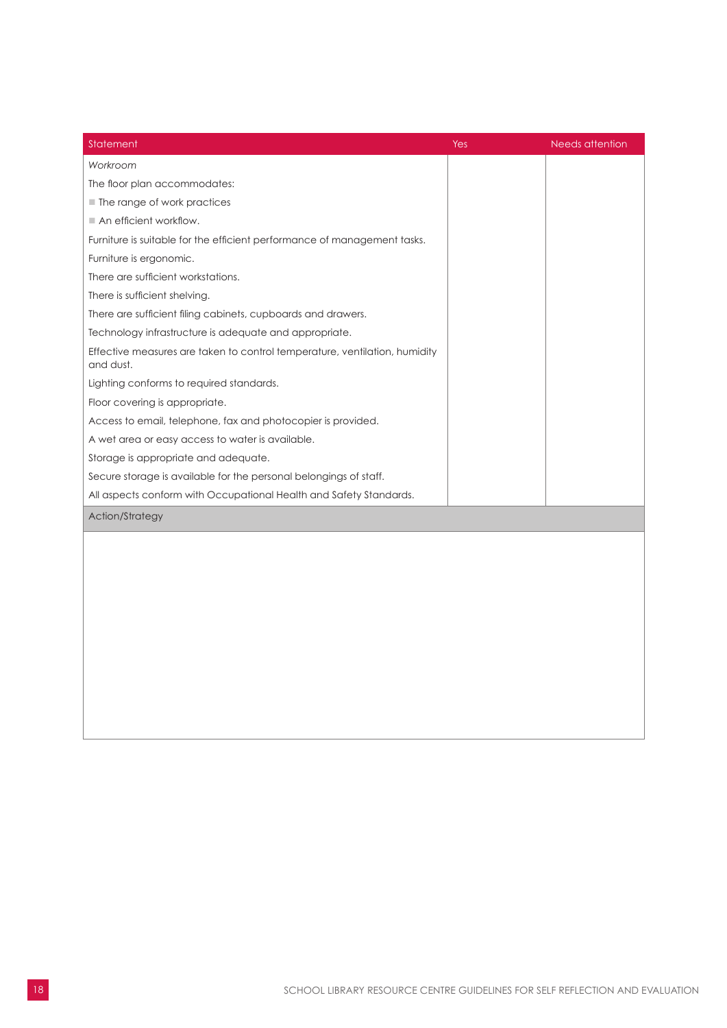| Statement | Yes | Needs attention |
|---|---|---|
| *Workroom* | | |
| The floor plan accommodates: | | |
| ■ The range of work practices | | |
| ■ An efficient workflow. | | |
| Furniture is suitable for the efficient performance of management tasks. | | |
| Furniture is ergonomic. | | |
| There are sufficient workstations. | | |
| There is sufficient shelving. | | |
| There are sufficient filing cabinets, cupboards and drawers. | | |
| Technology infrastructure is adequate and appropriate. | | |
| Effective measures are taken to control temperature, ventilation, humidity and dust. | | |
| Lighting conforms to required standards. | | |
| Floor covering is appropriate. | | |
| Access to email, telephone, fax and photocopier is provided. | | |
| A wet area or easy access to water is available. | | |
| Storage is appropriate and adequate. | | |
| Secure storage is available for the personal belongings of staff. | | |
| All aspects conform with Occupational Health and Safety Standards. | | |
| Action/Strategy | | |
| | | |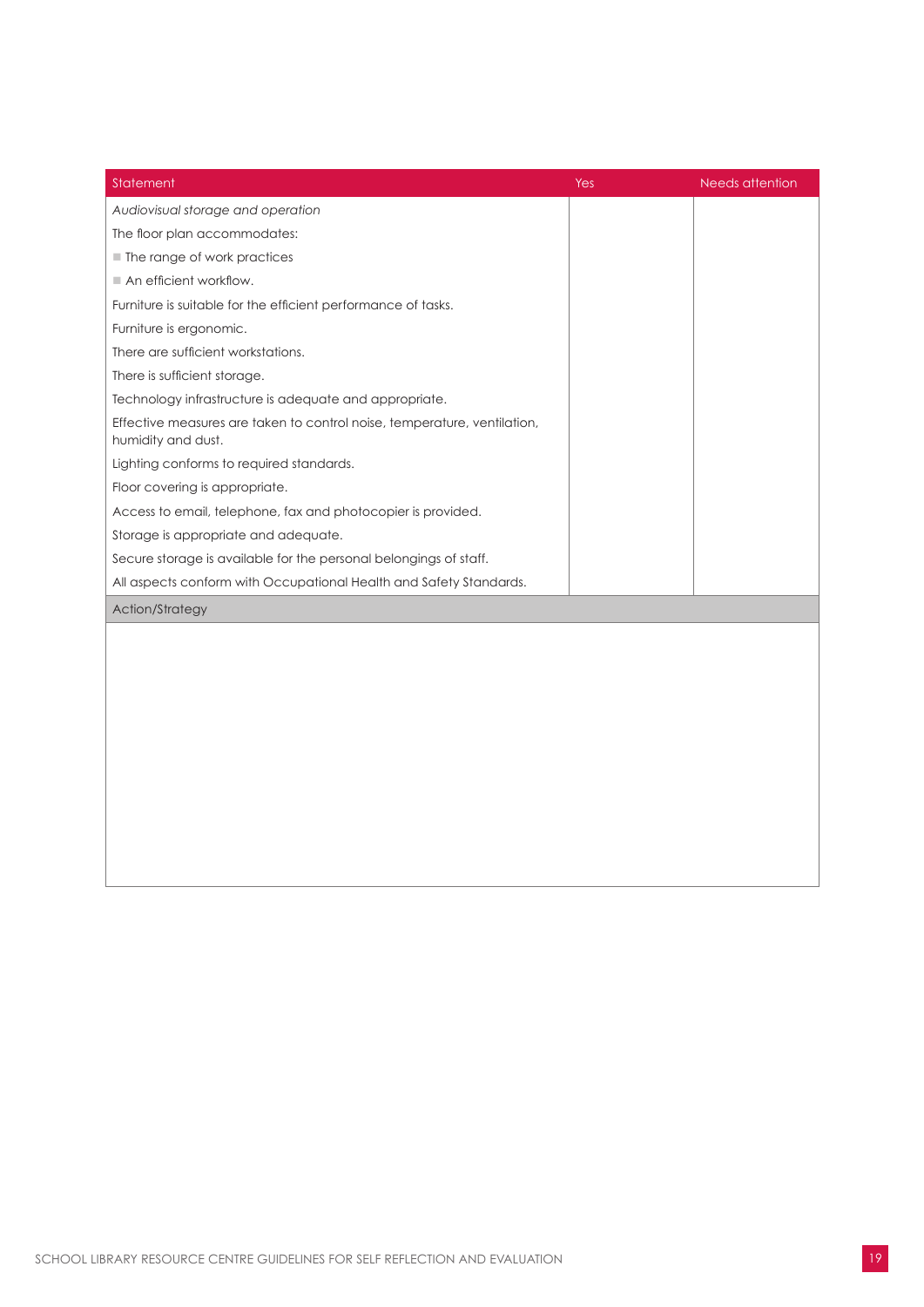| Statement | Yes | Needs attention |
|---|---|---|
| *Audiovisual storage and operation* | | |
| The floor plan accommodates: | | |
| ■ The range of work practices | | |
| ■ An efficient workflow. | | |
| Furniture is suitable for the efficient performance of tasks. | | |
| Furniture is ergonomic. | | |
| There are sufficient workstations. | | |
| There is sufficient storage. | | |
| Technology infrastructure is adequate and appropriate. | | |
| Effective measures are taken to control noise, temperature, ventilation, humidity and dust. | | |
| Lighting conforms to required standards. | | |
| Floor covering is appropriate. | | |
| Access to email, telephone, fax and photocopier is provided. | | |
| Storage is appropriate and adequate. | | |
| Secure storage is available for the personal belongings of staff. | | |
| All aspects conform with Occupational Health and Safety Standards. | | |
| Action/Strategy | | |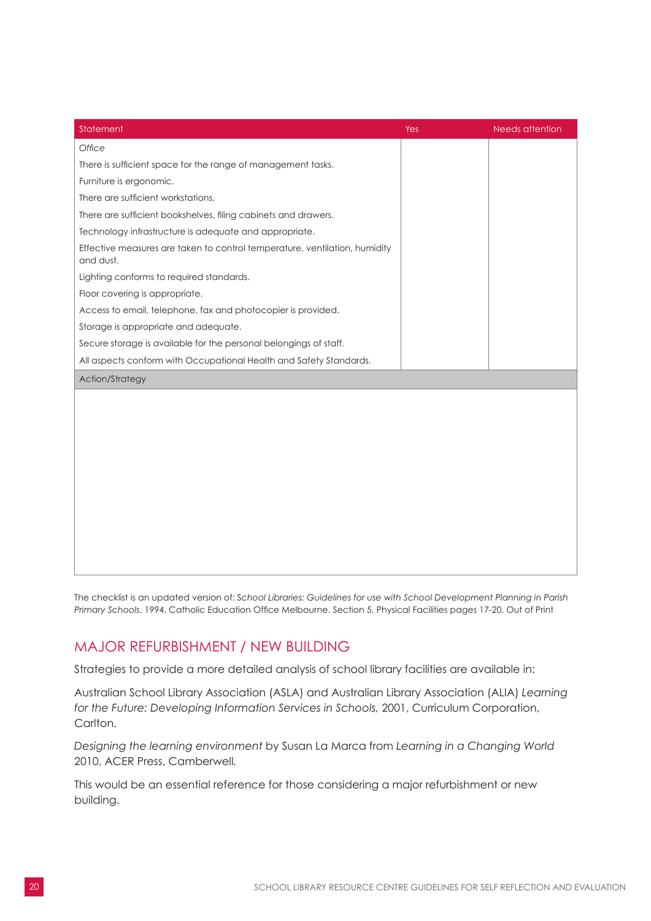| Statement | Yes | Needs attention |
|---|---|---|
| *Office* | | |
| There is sufficient space for the range of management tasks. | | |
| Furniture is ergonomic. | | |
| There are sufficient workstations. | | |
| There are sufficient bookshelves, filing cabinets and drawers. | | |
| Technology infrastructure is adequate and appropriate. | | |
| Effective measures are taken to control temperature, ventilation, humidity and dust. | | |
| Lighting conforms to required standards. | | |
| Floor covering is appropriate. | | |
| Access to email, telephone, fax and photocopier is provided. | | |
| Storage is appropriate and adequate. | | |
| Secure storage is available for the personal belongings of staff. | | |
| All aspects conform with Occupational Health and Safety Standards. | | |
| Action/Strategy | | |

The checklist is an updated version of: *School Libraries: Guidelines for use with School Development Planning in Parish Primary Schools*. 1994, Catholic Education Office Melbourne. Section 5, Physical Facilities pages 17-20. Out of Print

## MAJOR REFURBISHMENT / NEW BUILDING

Strategies to provide a more detailed analysis of school library facilities are available in:

Australian School Library Association (ASLA) and Australian Library Association (ALIA) *Learning for the Future: Developing Information Services in Schools,* 2001, Curriculum Corporation, Carlton.

*Designing the learning environment* by Susan La Marca from *Learning in a Changing World* 2010, ACER Press, Camberwell.

This would be an essential reference for those considering a major refurbishment or new building.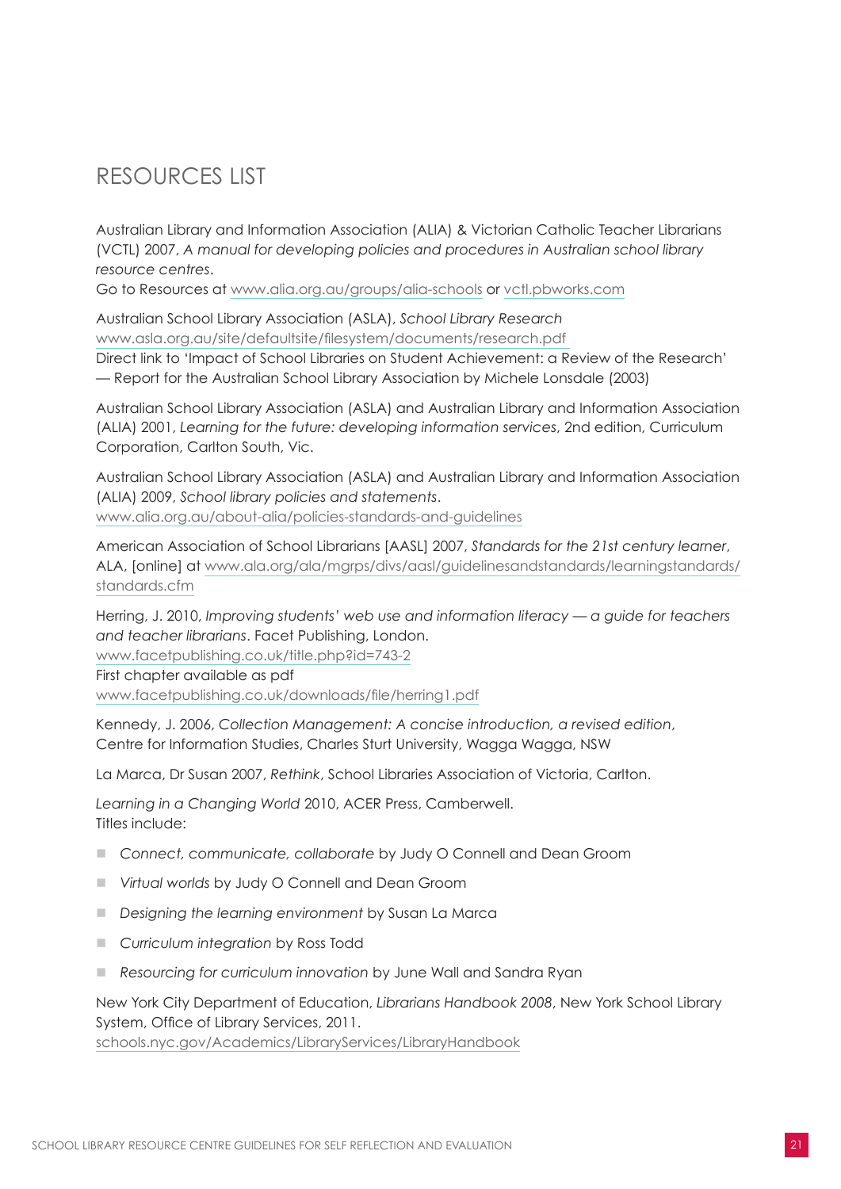# RESOURCES LIST

Australian Library and Information Association (ALIA) & Victorian Catholic Teacher Librarians (VCTL) 2007, *A manual for developing policies and procedures in Australian school library resource centres*.
Go to Resources at www.alia.org.au/groups/alia-schools or vctl.pbworks.com

Australian School Library Association (ASLA), *School Library Research*
www.asla.org.au/site/defaultsite/filesystem/documents/research.pdf
Direct link to 'Impact of School Libraries on Student Achievement: a Review of the Research' — Report for the Australian School Library Association by Michele Lonsdale (2003)

Australian School Library Association (ASLA) and Australian Library and Information Association (ALIA) 2001, *Learning for the future: developing information services*, 2nd edition, Curriculum Corporation, Carlton South, Vic.

Australian School Library Association (ASLA) and Australian Library and Information Association (ALIA) 2009, *School library policies and statements*.
www.alia.org.au/about-alia/policies-standards-and-guidelines

American Association of School Librarians [AASL] 2007, *Standards for the 21st century learner*, ALA, [online] at www.ala.org/ala/mgrps/divs/aasl/guidelinesandstandards/learningstandards/standards.cfm

Herring, J. 2010, *Improving students' web use and information literacy — a guide for teachers and teacher librarians*. Facet Publishing, London.
www.facetpublishing.co.uk/title.php?id=743-2
First chapter available as pdf
www.facetpublishing.co.uk/downloads/file/herring1.pdf

Kennedy, J. 2006, *Collection Management: A concise introduction, a revised edition*, Centre for Information Studies, Charles Sturt University, Wagga Wagga, NSW

La Marca, Dr Susan 2007, *Rethink*, School Libraries Association of Victoria, Carlton.

*Learning in a Changing World* 2010, ACER Press, Camberwell.
Titles include:

- *Connect, communicate, collaborate* by Judy O Connell and Dean Groom
- *Virtual worlds* by Judy O Connell and Dean Groom
- *Designing the learning environment* by Susan La Marca
- *Curriculum integration* by Ross Todd
- *Resourcing for curriculum innovation* by June Wall and Sandra Ryan

New York City Department of Education, *Librarians Handbook 2008*, New York School Library System, Office of Library Services, 2011.
schools.nyc.gov/Academics/LibraryServices/LibraryHandbook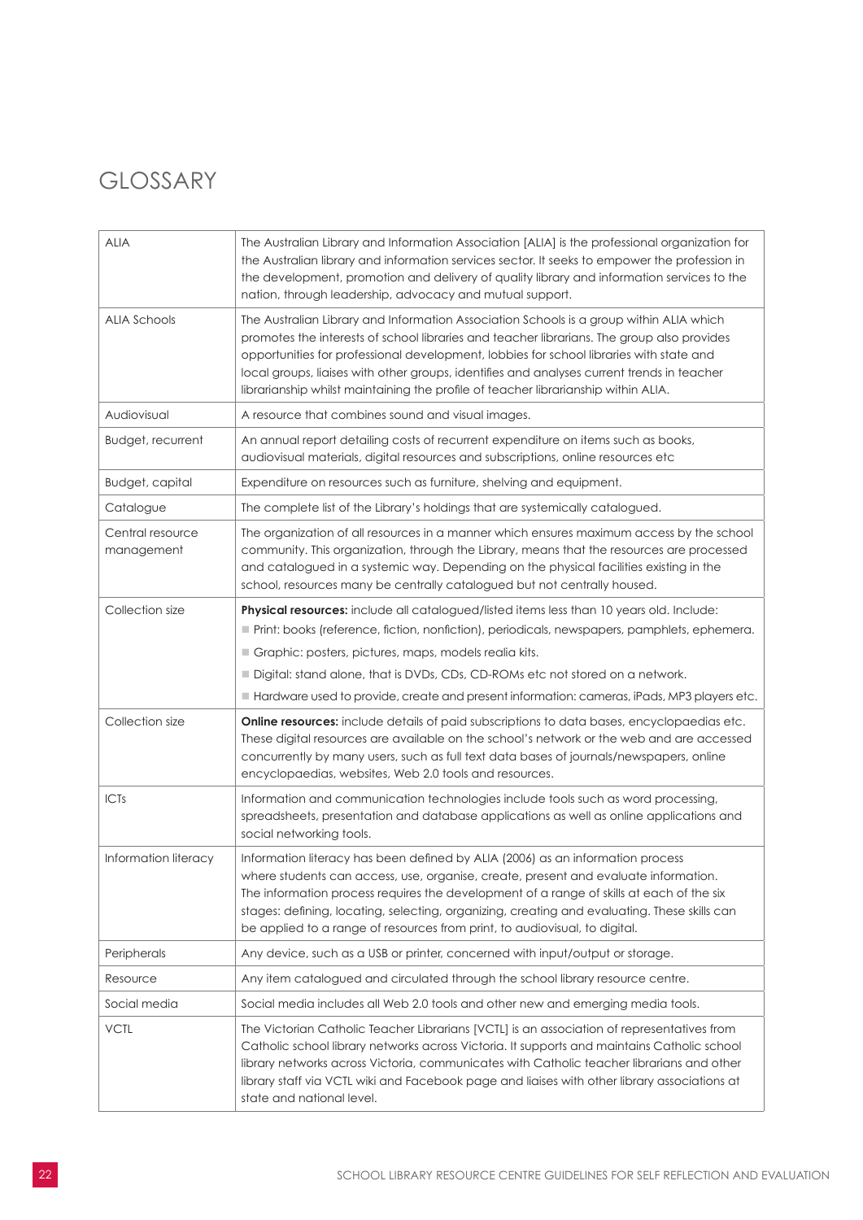# GLOSSARY

| | |
|---|---|
| ALIA | The Australian Library and Information Association [ALIA] is the professional organization for the Australian library and information services sector. It seeks to empower the profession in the development, promotion and delivery of quality library and information services to the nation, through leadership, advocacy and mutual support. |
| ALIA Schools | The Australian Library and Information Association Schools is a group within ALIA which promotes the interests of school libraries and teacher librarians. The group also provides opportunities for professional development, lobbies for school libraries with state and local groups, liaises with other groups, identifies and analyses current trends in teacher librarianship whilst maintaining the profile of teacher librarianship within ALIA. |
| Audiovisual | A resource that combines sound and visual images. |
| Budget, recurrent | An annual report detailing costs of recurrent expenditure on items such as books, audiovisual materials, digital resources and subscriptions, online resources etc |
| Budget, capital | Expenditure on resources such as furniture, shelving and equipment. |
| Catalogue | The complete list of the Library's holdings that are systemically catalogued. |
| Central resource management | The organization of all resources in a manner which ensures maximum access by the school community. This organization, through the Library, means that the resources are processed and catalogued in a systemic way. Depending on the physical facilities existing in the school, resources many be centrally catalogued but not centrally housed. |
| Collection size | **Physical resources:** include all catalogued/listed items less than 10 years old. Include:<br>■ Print: books (reference, fiction, nonfiction), periodicals, newspapers, pamphlets, ephemera.<br>■ Graphic: posters, pictures, maps, models realia kits.<br>■ Digital: stand alone, that is DVDs, CDs, CD-ROMs etc not stored on a network.<br>■ Hardware used to provide, create and present information: cameras, iPads, MP3 players etc. |
| Collection size | **Online resources:** include details of paid subscriptions to data bases, encyclopaedias etc. These digital resources are available on the school's network or the web and are accessed concurrently by many users, such as full text data bases of journals/newspapers, online encyclopaedias, websites, Web 2.0 tools and resources. |
| ICTs | Information and communication technologies include tools such as word processing, spreadsheets, presentation and database applications as well as online applications and social networking tools. |
| Information literacy | Information literacy has been defined by ALIA (2006) as an information process where students can access, use, organise, create, present and evaluate information. The information process requires the development of a range of skills at each of the six stages: defining, locating, selecting, organizing, creating and evaluating. These skills can be applied to a range of resources from print, to audiovisual, to digital. |
| Peripherals | Any device, such as a USB or printer, concerned with input/output or storage. |
| Resource | Any item catalogued and circulated through the school library resource centre. |
| Social media | Social media includes all Web 2.0 tools and other new and emerging media tools. |
| VCTL | The Victorian Catholic Teacher Librarians [VCTL] is an association of representatives from Catholic school library networks across Victoria. It supports and maintains Catholic school library networks across Victoria, communicates with Catholic teacher librarians and other library staff via VCTL wiki and Facebook page and liaises with other library associations at state and national level. |